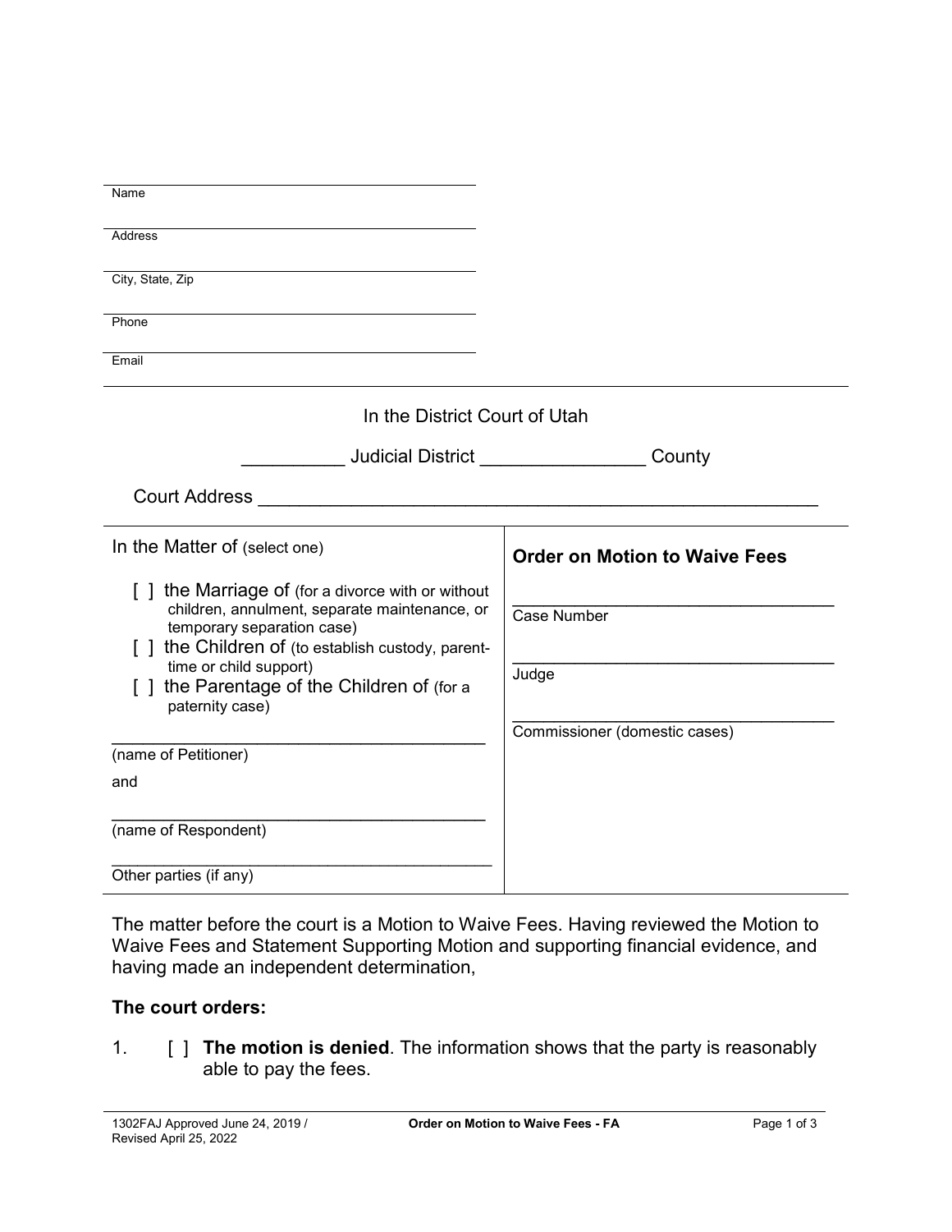\_\_\_\_\_\_\_\_\_\_\_\_\_\_\_\_\_\_\_\_\_\_\_\_\_\_\_\_\_\_\_\_\_\_\_\_\_\_\_\_
Name

\_\_\_\_\_\_\_\_\_\_\_\_\_\_\_\_\_\_\_\_\_\_\_\_\_\_\_\_\_\_\_\_\_\_\_\_\_\_\_\_
Address

\_\_\_\_\_\_\_\_\_\_\_\_\_\_\_\_\_\_\_\_\_\_\_\_\_\_\_\_\_\_\_\_\_\_\_\_\_\_\_\_
City, State, Zip

\_\_\_\_\_\_\_\_\_\_\_\_\_\_\_\_\_\_\_\_\_\_\_\_\_\_\_\_\_\_\_\_\_\_\_\_\_\_\_\_
Phone

\_\_\_\_\_\_\_\_\_\_\_\_\_\_\_\_\_\_\_\_\_\_\_\_\_\_\_\_\_\_\_\_\_\_\_\_\_\_\_\_
Email

In the District Court of Utah

__________ Judicial District ________________ County

Court Address ________________________________________________________

| In the Matter of (select one) | **Order on Motion to Waive Fees** |
|---|---|
| [ ] the Marriage of (for a divorce with or without children, annulment, separate maintenance, or temporary separation case)<br>[ ] the Children of (to establish custody, parent-time or child support)<br>[ ] the Parentage of the Children of (for a paternity case) | __________________________________<br>Case Number |
| ________________________________________<br>(name of Petitioner)<br>and | __________________________________<br>Judge |
| ________________________________________<br>(name of Respondent) | __________________________________<br>Commissioner (domestic cases) |
| ________________________________________<br>Other parties (if any) | |

The matter before the court is a Motion to Waive Fees. Having reviewed the Motion to Waive Fees and Statement Supporting Motion and supporting financial evidence, and having made an independent determination,

**The court orders:**

1. [ ] **The motion is denied**. The information shows that the party is reasonably able to pay the fees.

1302FAJ Approved June 24, 2019 / Revised April 25, 2022 — Order on Motion to Waive Fees - FA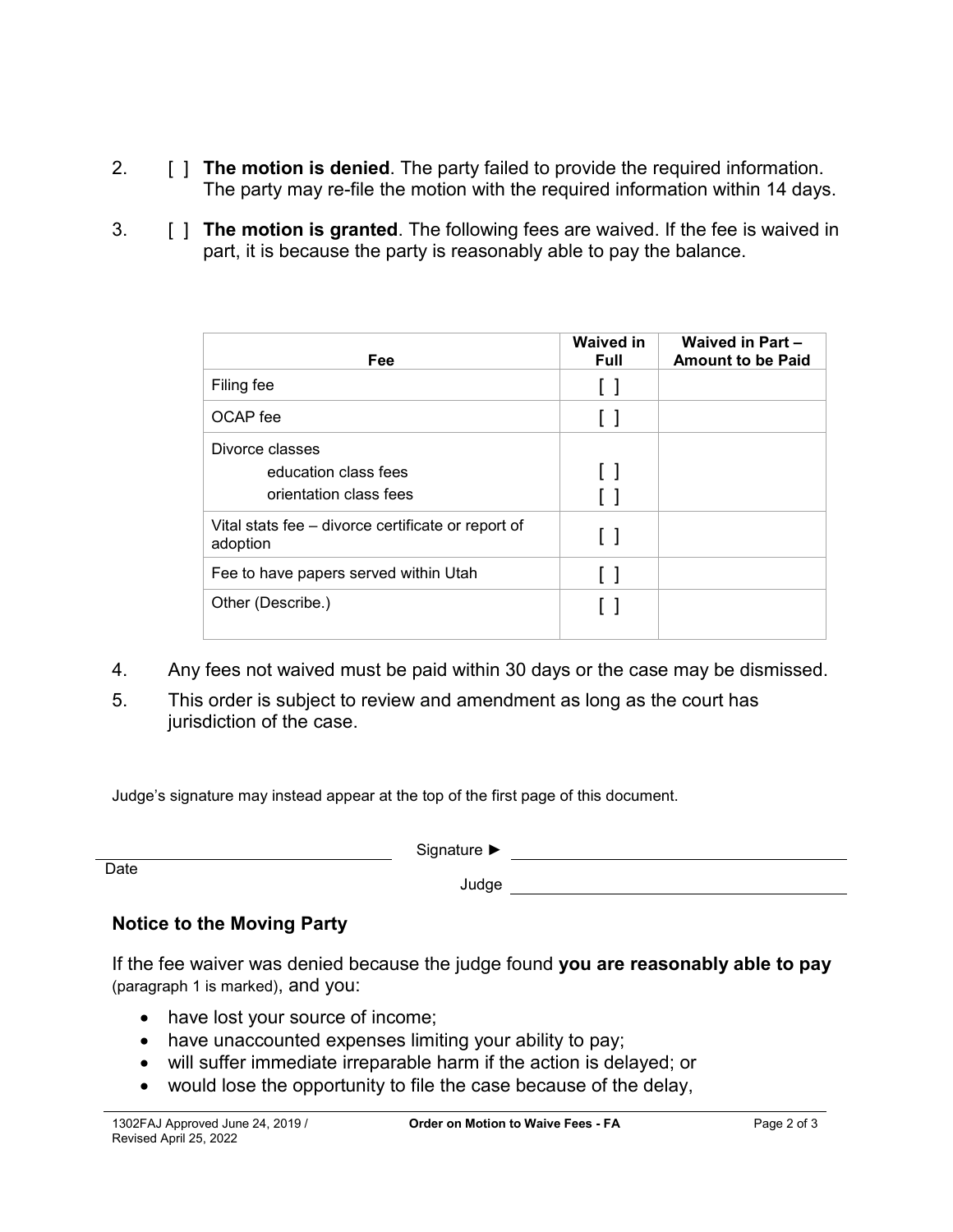2. [ ] **The motion is denied**. The party failed to provide the required information. The party may re-file the motion with the required information within 14 days.

3. [ ] **The motion is granted**. The following fees are waived. If the fee is waived in part, it is because the party is reasonably able to pay the balance.

| Fee | Waived in Full | Waived in Part – Amount to be Paid |
|---|---|---|
| Filing fee | [ ] | |
| OCAP fee | [ ] | |
| Divorce classes<br>education class fees<br>orientation class fees | <br>[ ]<br>[ ] | |
| Vital stats fee – divorce certificate or report of adoption | [ ] | |
| Fee to have papers served within Utah | [ ] | |
| Other (Describe.) | [ ] | |

4. Any fees not waived must be paid within 30 days or the case may be dismissed.

5. This order is subject to review and amendment as long as the court has jurisdiction of the case.

Judge's signature may instead appear at the top of the first page of this document.

Date ______________________ Signature ► ______________________

Judge ______________________

### Notice to the Moving Party

If the fee waiver was denied because the judge found **you are reasonably able to pay** (paragraph 1 is marked), and you:

- have lost your source of income;
- have unaccounted expenses limiting your ability to pay;
- will suffer immediate irreparable harm if the action is delayed; or
- would lose the opportunity to file the case because of the delay,

1302FAJ Approved June 24, 2019 / Revised April 25, 2022 — **Order on Motion to Waive Fees - FA**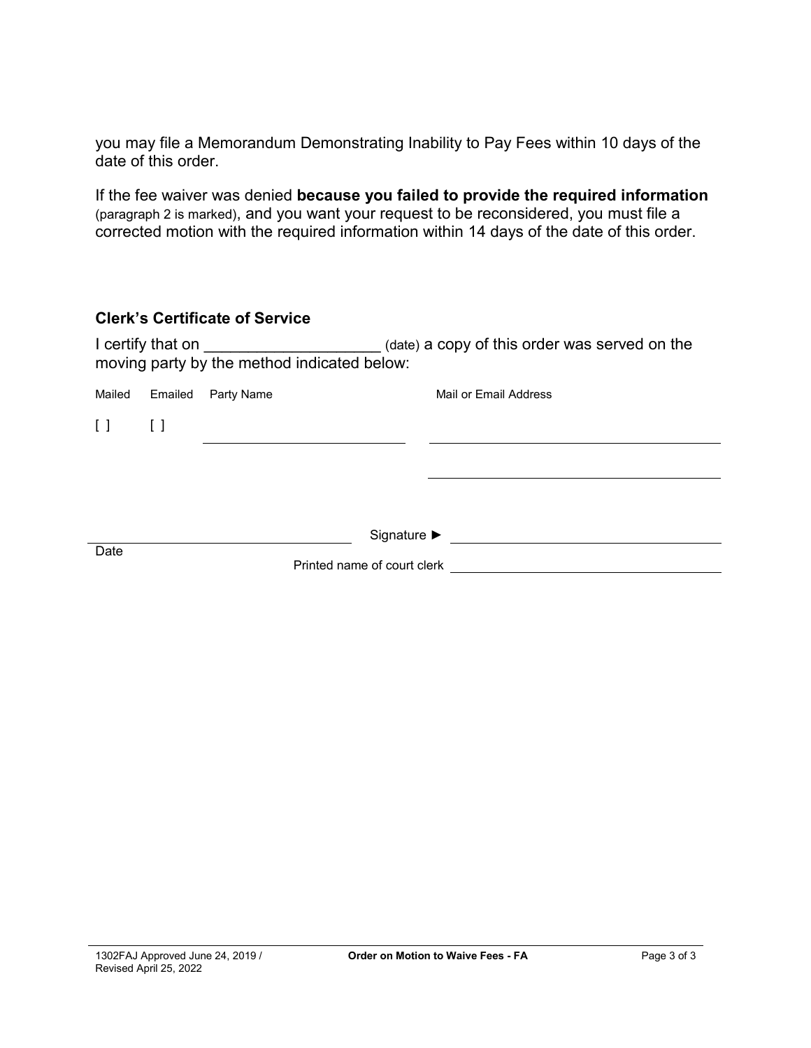you may file a Memorandum Demonstrating Inability to Pay Fees within 10 days of the date of this order.

If the fee waiver was denied **because you failed to provide the required information** (paragraph 2 is marked), and you want your request to be reconsidered, you must file a corrected motion with the required information within 14 days of the date of this order.

### Clerk's Certificate of Service

I certify that on ___________________ (date) a copy of this order was served on the moving party by the method indicated below:

| Mailed | Emailed | Party Name | Mail or Email Address |
|---|---|---|---|
| [ ] | [ ] | ___________________________ | ___________________________ |
| | | | ___________________________ |

___________________________ Signature ► ___________________________

Date

Printed name of court clerk ___________________________